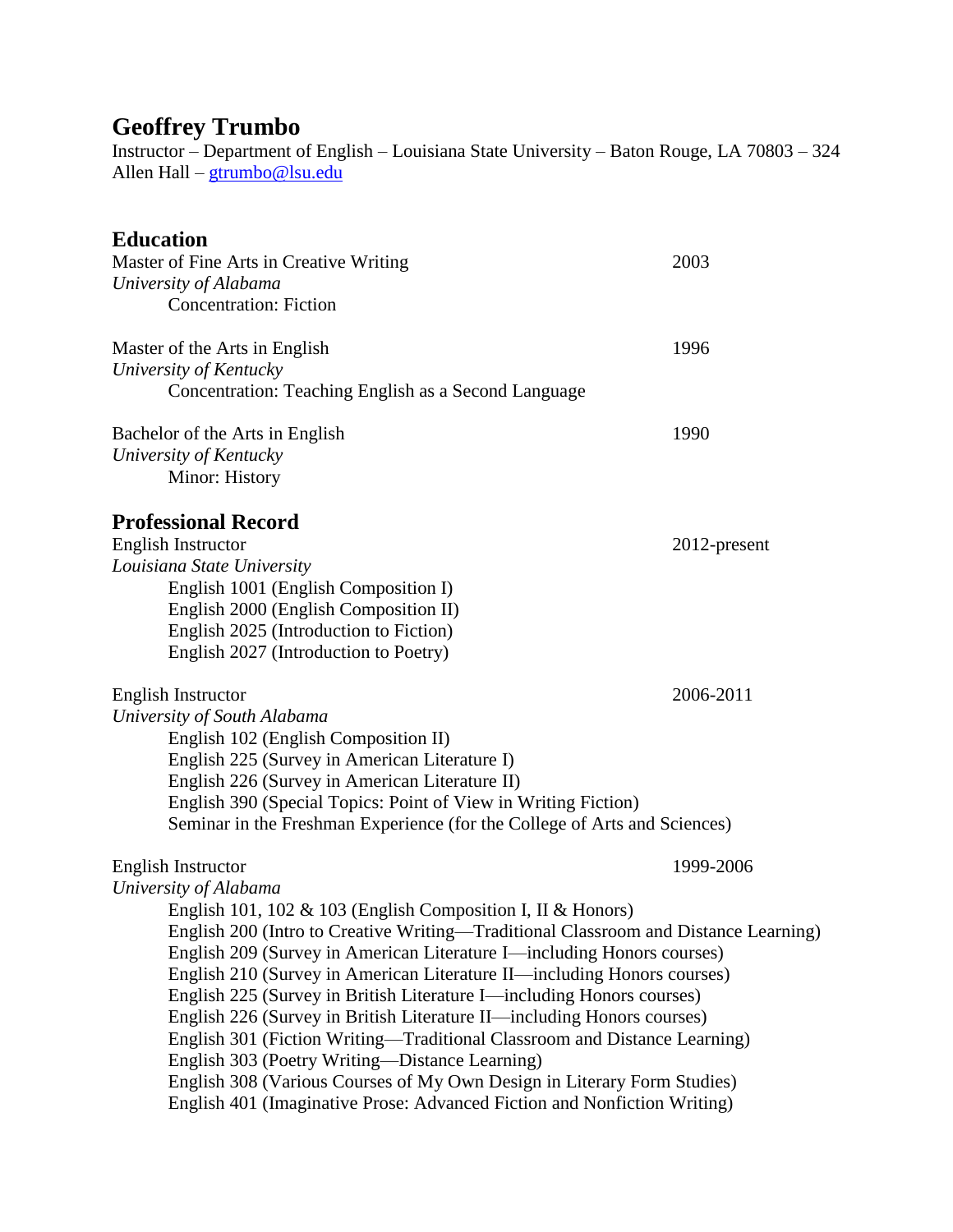# Geoffrey Trumbo

Instructor – Department of English – Louisiana State University – Baton Rouge, LA 70803 – 324 Allen Hall – gtrumbo@lsu.edu

## Education

Master of Fine Arts in Creative Writing — 2003
*University of Alabama*
Concentration: Fiction

Master of the Arts in English — 1996
*University of Kentucky*
Concentration: Teaching English as a Second Language

Bachelor of the Arts in English — 1990
*University of Kentucky*
Minor: History

## Professional Record

English Instructor — 2012-present
*Louisiana State University*
- English 1001 (English Composition I)
- English 2000 (English Composition II)
- English 2025 (Introduction to Fiction)
- English 2027 (Introduction to Poetry)

English Instructor — 2006-2011
*University of South Alabama*
- English 102 (English Composition II)
- English 225 (Survey in American Literature I)
- English 226 (Survey in American Literature II)
- English 390 (Special Topics: Point of View in Writing Fiction)
- Seminar in the Freshman Experience (for the College of Arts and Sciences)

English Instructor — 1999-2006
*University of Alabama*
- English 101, 102 & 103 (English Composition I, II & Honors)
- English 200 (Intro to Creative Writing—Traditional Classroom and Distance Learning)
- English 209 (Survey in American Literature I—including Honors courses)
- English 210 (Survey in American Literature II—including Honors courses)
- English 225 (Survey in British Literature I—including Honors courses)
- English 226 (Survey in British Literature II—including Honors courses)
- English 301 (Fiction Writing—Traditional Classroom and Distance Learning)
- English 303 (Poetry Writing—Distance Learning)
- English 308 (Various Courses of My Own Design in Literary Form Studies)
- English 401 (Imaginative Prose: Advanced Fiction and Nonfiction Writing)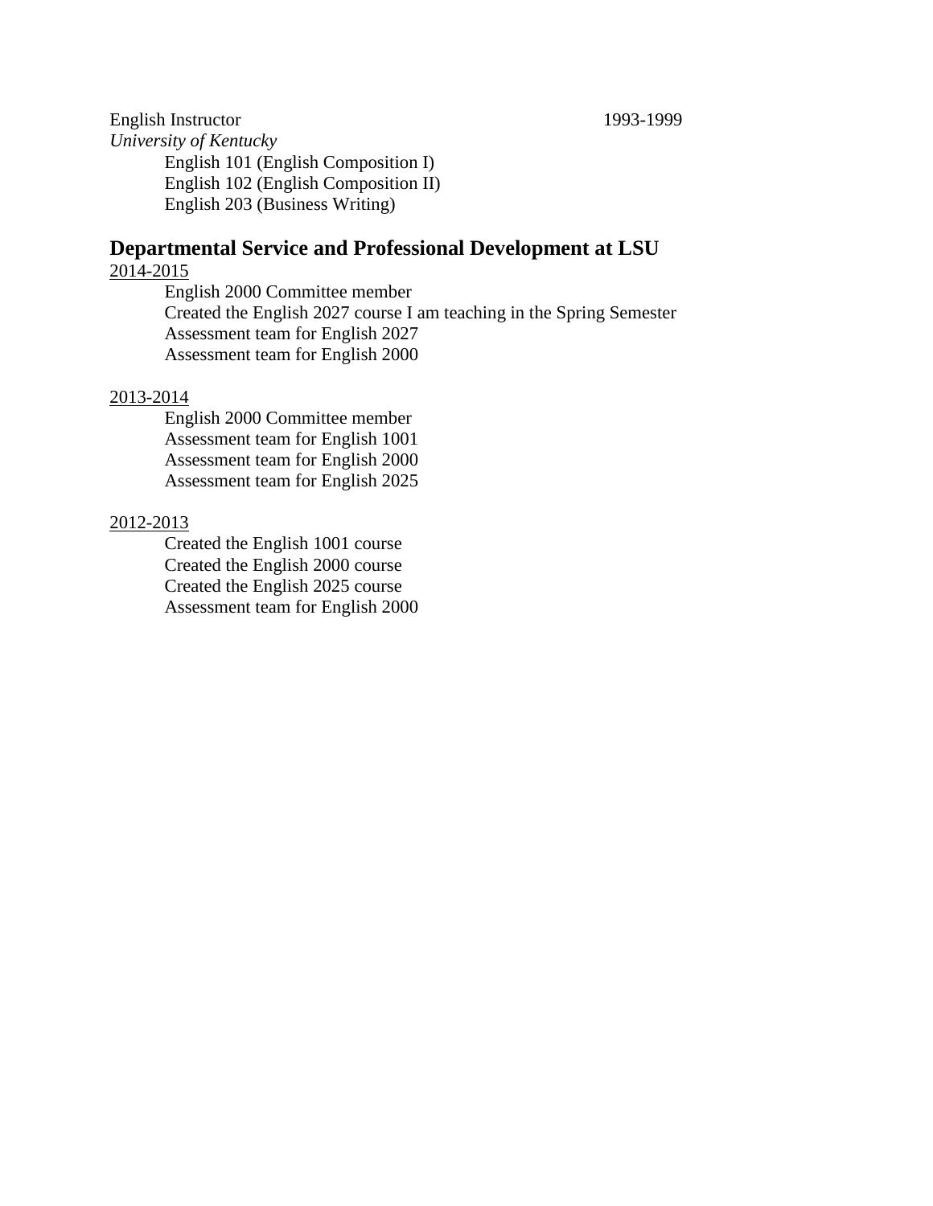English Instructor 1993-1999

*University of Kentucky*

English 101 (English Composition I)
English 102 (English Composition II)
English 203 (Business Writing)

## Departmental Service and Professional Development at LSU

<u>2014-2015</u>

English 2000 Committee member
Created the English 2027 course I am teaching in the Spring Semester
Assessment team for English 2027
Assessment team for English 2000

<u>2013-2014</u>

English 2000 Committee member
Assessment team for English 1001
Assessment team for English 2000
Assessment team for English 2025

<u>2012-2013</u>

Created the English 1001 course
Created the English 2000 course
Created the English 2025 course
Assessment team for English 2000